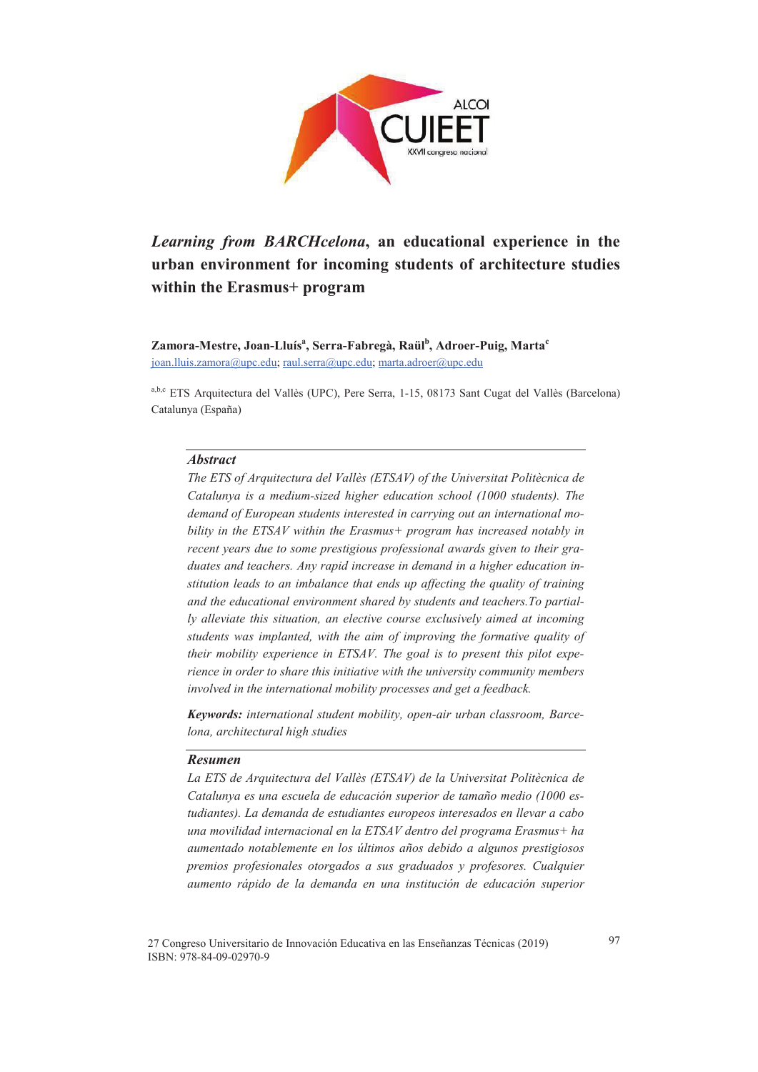# *Learning from BARCHcelona*, an educational experience in the urban environment for incoming students of architecture studies within the Erasmus+ program

**Zamora-Mestre, Joan-Lluís[a], Serra-Fabregà, Raül[b], Adroer-Puig, Marta[c]**
joan.lluis.zamora@upc.edu; raul.serra@upc.edu; marta.adroer@upc.edu

[a,b,c] ETS Arquitectura del Vallès (UPC), Pere Serra, 1-15, 08173 Sant Cugat del Vallès (Barcelona) Catalunya (España)

## *Abstract*

*The ETS of Arquitectura del Vallès (ETSAV) of the Universitat Politècnica de Catalunya is a medium-sized higher education school (1000 students). The demand of European students interested in carrying out an international mobility in the ETSAV within the Erasmus+ program has increased notably in recent years due to some prestigious professional awards given to their graduates and teachers. Any rapid increase in demand in a higher education institution leads to an imbalance that ends up affecting the quality of training and the educational environment shared by students and teachers.To partially alleviate this situation, an elective course exclusively aimed at incoming students was implanted, with the aim of improving the formative quality of their mobility experience in ETSAV. The goal is to present this pilot experience in order to share this initiative with the university community members involved in the international mobility processes and get a feedback.*

***Keywords:*** *international student mobility, open-air urban classroom, Barcelona, architectural high studies*

## *Resumen*

*La ETS de Arquitectura del Vallès (ETSAV) de la Universitat Politècnica de Catalunya es una escuela de educación superior de tamaño medio (1000 estudiantes). La demanda de estudiantes europeos interesados en llevar a cabo una movilidad internacional en la ETSAV dentro del programa Erasmus+ ha aumentado notablemente en los últimos años debido a algunos prestigiosos premios profesionales otorgados a sus graduados y profesores. Cualquier aumento rápido de la demanda en una institución de educación superior*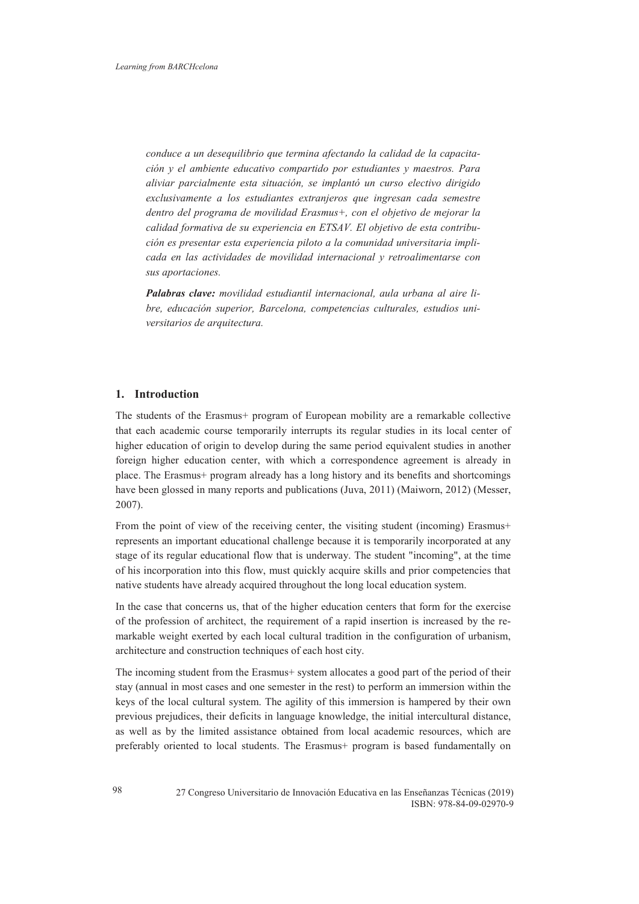*conduce a un desequilibrio que termina afectando la calidad de la capacitación y el ambiente educativo compartido por estudiantes y maestros. Para aliviar parcialmente esta situación, se implantó un curso electivo dirigido exclusivamente a los estudiantes extranjeros que ingresan cada semestre dentro del programa de movilidad Erasmus+, con el objetivo de mejorar la calidad formativa de su experiencia en ETSAV. El objetivo de esta contribución es presentar esta experiencia piloto a la comunidad universitaria implicada en las actividades de movilidad internacional y retroalimentarse con sus aportaciones.*

***Palabras clave:*** *movilidad estudiantil internacional, aula urbana al aire libre, educación superior, Barcelona, competencias culturales, estudios universitarios de arquitectura.*

## 1. Introduction

The students of the Erasmus+ program of European mobility are a remarkable collective that each academic course temporarily interrupts its regular studies in its local center of higher education of origin to develop during the same period equivalent studies in another foreign higher education center, with which a correspondence agreement is already in place. The Erasmus+ program already has a long history and its benefits and shortcomings have been glossed in many reports and publications (Juva, 2011) (Maiworn, 2012) (Messer, 2007).

From the point of view of the receiving center, the visiting student (incoming) Erasmus+ represents an important educational challenge because it is temporarily incorporated at any stage of its regular educational flow that is underway. The student "incoming", at the time of his incorporation into this flow, must quickly acquire skills and prior competencies that native students have already acquired throughout the long local education system.

In the case that concerns us, that of the higher education centers that form for the exercise of the profession of architect, the requirement of a rapid insertion is increased by the remarkable weight exerted by each local cultural tradition in the configuration of urbanism, architecture and construction techniques of each host city.

The incoming student from the Erasmus+ system allocates a good part of the period of their stay (annual in most cases and one semester in the rest) to perform an immersion within the keys of the local cultural system. The agility of this immersion is hampered by their own previous prejudices, their deficits in language knowledge, the initial intercultural distance, as well as by the limited assistance obtained from local academic resources, which are preferably oriented to local students. The Erasmus+ program is based fundamentally on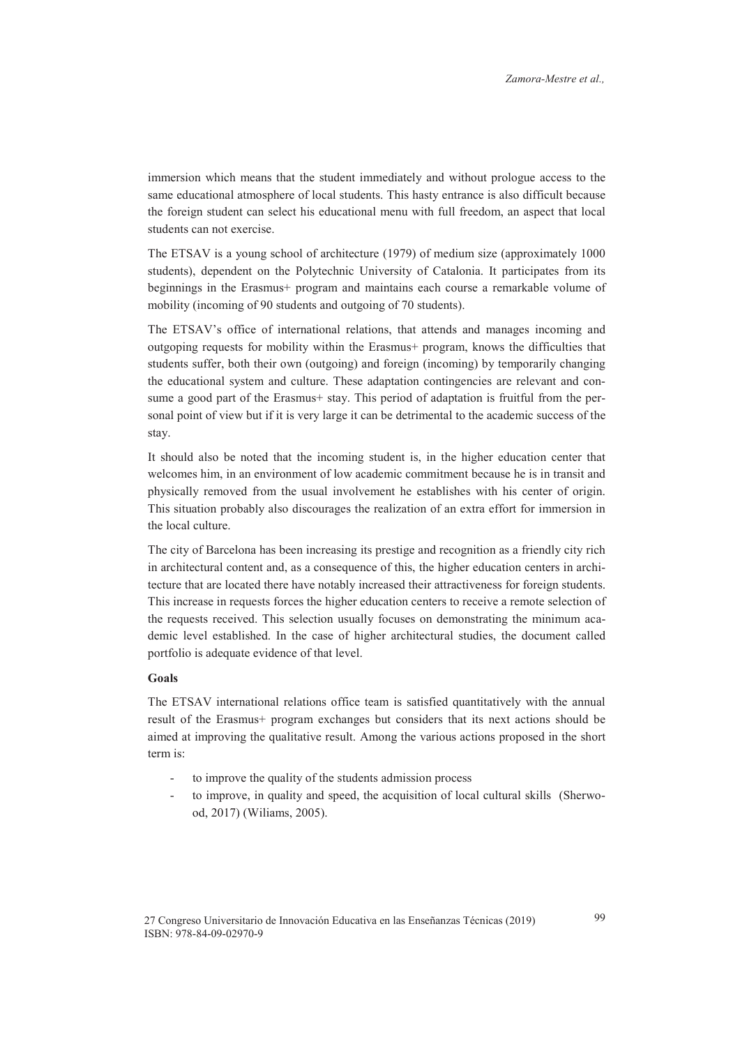immersion which means that the student immediately and without prologue access to the same educational atmosphere of local students. This hasty entrance is also difficult because the foreign student can select his educational menu with full freedom, an aspect that local students can not exercise.

The ETSAV is a young school of architecture (1979) of medium size (approximately 1000 students), dependent on the Polytechnic University of Catalonia. It participates from its beginnings in the Erasmus+ program and maintains each course a remarkable volume of mobility (incoming of 90 students and outgoing of 70 students).

The ETSAV's office of international relations, that attends and manages incoming and outgoping requests for mobility within the Erasmus+ program, knows the difficulties that students suffer, both their own (outgoing) and foreign (incoming) by temporarily changing the educational system and culture. These adaptation contingencies are relevant and consume a good part of the Erasmus+ stay. This period of adaptation is fruitful from the personal point of view but if it is very large it can be detrimental to the academic success of the stay.

It should also be noted that the incoming student is, in the higher education center that welcomes him, in an environment of low academic commitment because he is in transit and physically removed from the usual involvement he establishes with his center of origin. This situation probably also discourages the realization of an extra effort for immersion in the local culture.

The city of Barcelona has been increasing its prestige and recognition as a friendly city rich in architectural content and, as a consequence of this, the higher education centers in architecture that are located there have notably increased their attractiveness for foreign students. This increase in requests forces the higher education centers to receive a remote selection of the requests received. This selection usually focuses on demonstrating the minimum academic level established. In the case of higher architectural studies, the document called portfolio is adequate evidence of that level.

**Goals**

The ETSAV international relations office team is satisfied quantitatively with the annual result of the Erasmus+ program exchanges but considers that its next actions should be aimed at improving the qualitative result. Among the various actions proposed in the short term is:

- to improve the quality of the students admission process
- to improve, in quality and speed, the acquisition of local cultural skills (Sherwood, 2017) (Wiliams, 2005).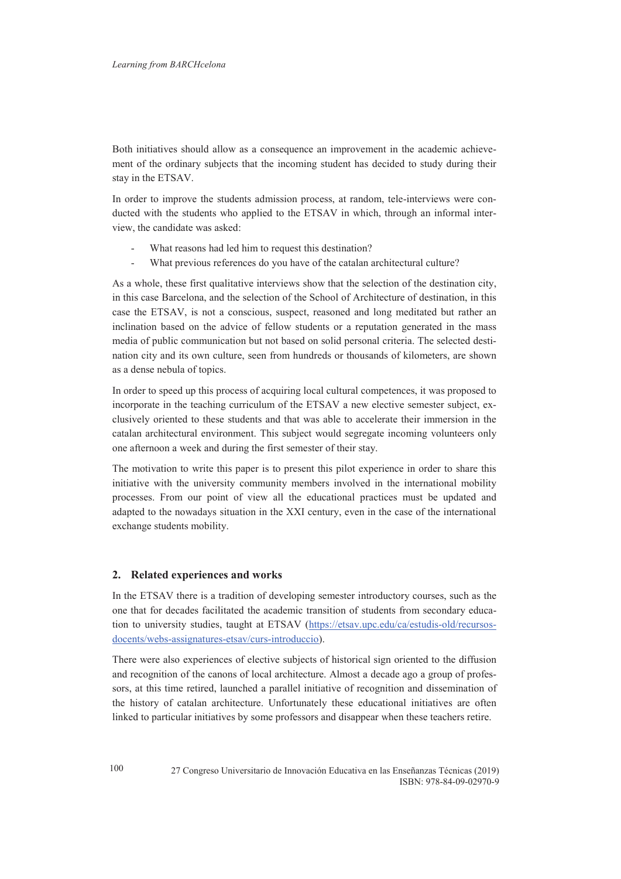Both initiatives should allow as a consequence an improvement in the academic achievement of the ordinary subjects that the incoming student has decided to study during their stay in the ETSAV.

In order to improve the students admission process, at random, tele-interviews were conducted with the students who applied to the ETSAV in which, through an informal interview, the candidate was asked:

- What reasons had led him to request this destination?
- What previous references do you have of the catalan architectural culture?

As a whole, these first qualitative interviews show that the selection of the destination city, in this case Barcelona, and the selection of the School of Architecture of destination, in this case the ETSAV, is not a conscious, suspect, reasoned and long meditated but rather an inclination based on the advice of fellow students or a reputation generated in the mass media of public communication but not based on solid personal criteria. The selected destination city and its own culture, seen from hundreds or thousands of kilometers, are shown as a dense nebula of topics.

In order to speed up this process of acquiring local cultural competences, it was proposed to incorporate in the teaching curriculum of the ETSAV a new elective semester subject, exclusively oriented to these students and that was able to accelerate their immersion in the catalan architectural environment. This subject would segregate incoming volunteers only one afternoon a week and during the first semester of their stay.

The motivation to write this paper is to present this pilot experience in order to share this initiative with the university community members involved in the international mobility processes. From our point of view all the educational practices must be updated and adapted to the nowadays situation in the XXI century, even in the case of the international exchange students mobility.

## 2. Related experiences and works

In the ETSAV there is a tradition of developing semester introductory courses, such as the one that for decades facilitated the academic transition of students from secondary education to university studies, taught at ETSAV (https://etsav.upc.edu/ca/estudis-old/recursos-docents/webs-assignatures-etsav/curs-introduccio).

There were also experiences of elective subjects of historical sign oriented to the diffusion and recognition of the canons of local architecture. Almost a decade ago a group of professors, at this time retired, launched a parallel initiative of recognition and dissemination of the history of catalan architecture. Unfortunately these educational initiatives are often linked to particular initiatives by some professors and disappear when these teachers retire.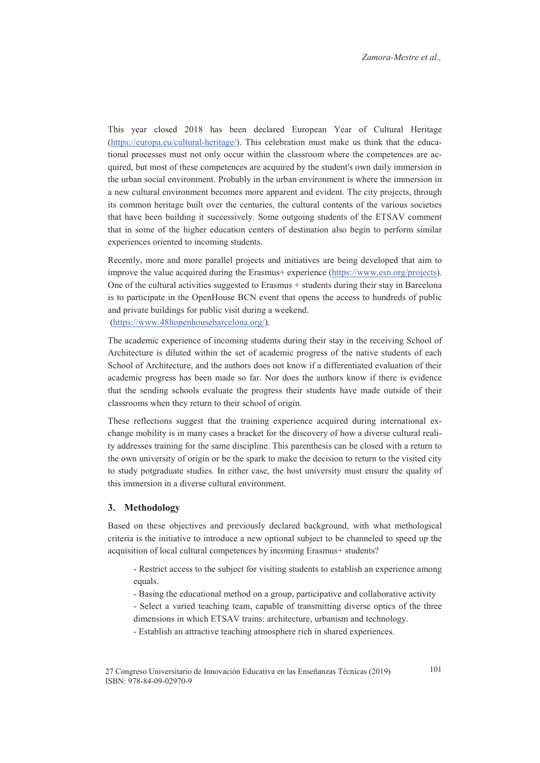This year closed 2018 has been declared European Year of Cultural Heritage (https://europa.eu/cultural-heritage/). This celebration must make us think that the educational processes must not only occur within the classroom where the competences are acquired, but most of these competences are acquired by the student's own daily immersion in the urban social environment. Probably in the urban environment is where the immersion in a new cultural environment becomes more apparent and evident. The city projects, through its common heritage built over the centuries, the cultural contents of the various societies that have been building it successively. Some outgoing students of the ETSAV comment that in some of the higher education centers of destination also begin to perform similar experiences oriented to incoming students.

Recently, more and more parallel projects and initiatives are being developed that aim to improve the value acquired during the Erasmus+ experience (https://www.esn.org/projects). One of the cultural activities suggested to Erasmus + students during their stay in Barcelona is to participate in the OpenHouse BCN event that opens the access to hundreds of public and private buildings for public visit during a weekend. (https://www.48hopenhousebarcelona.org/).

The academic experience of incoming students during their stay in the receiving School of Architecture is diluted within the set of academic progress of the native students of each School of Architecture, and the authors does not know if a differentiated evaluation of their academic progress has been made so far. Nor does the authors know if there is evidence that the sending schools evaluate the progress their students have made outside of their classrooms when they return to their school of origin.

These reflections suggest that the training experience acquired during international exchange mobility is in many cases a bracket for the discovery of how a diverse cultural reality addresses training for the same discipline. This parenthesis can be closed with a return to the own university of origin or be the spark to make the decision to return to the visited city to study potgraduate studies. In either case, the host university must ensure the quality of this immersion in a diverse cultural environment.

## 3. Methodology

Based on these objectives and previously declared background, with what methological criteria is the initiative to introduce a new optional subject to be channeled to speed up the acquisition of local cultural competences by incoming Erasmus+ students?

- Restrict access to the subject for visiting students to establish an experience among equals.
- Basing the educational method on a group, participative and collaborative activity
- Select a varied teaching team, capable of transmitting diverse optics of the three dimensions in which ETSAV trains: architecture, urbanism and technology.
- Establish an attractive teaching atmosphere rich in shared experiences.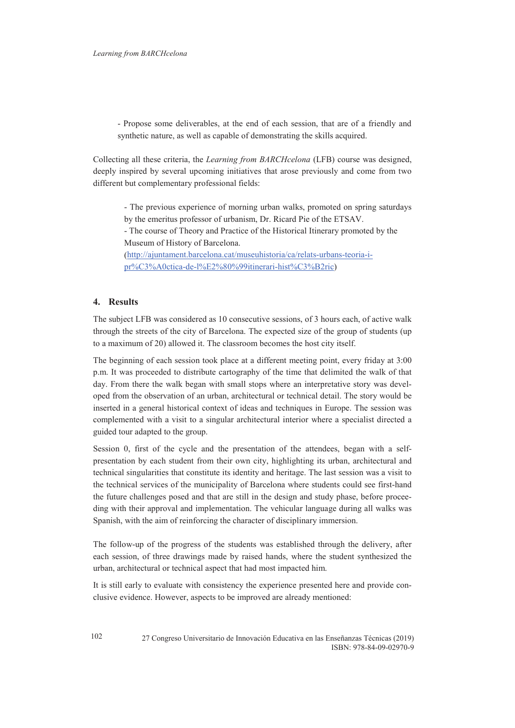- Propose some deliverables, at the end of each session, that are of a friendly and synthetic nature, as well as capable of demonstrating the skills acquired.

Collecting all these criteria, the *Learning from BARCHcelona* (LFB) course was designed, deeply inspired by several upcoming initiatives that arose previously and come from two different but complementary professional fields:

- The previous experience of morning urban walks, promoted on spring saturdays by the emeritus professor of urbanism, Dr. Ricard Pie of the ETSAV.
- The course of Theory and Practice of the Historical Itinerary promoted by the Museum of History of Barcelona. (http://ajuntament.barcelona.cat/museuhistoria/ca/relats-urbans-teoria-i-pr%C3%A0ctica-de-l%E2%80%99itinerari-hist%C3%B2ric)

## 4. Results

The subject LFB was considered as 10 consecutive sessions, of 3 hours each, of active walk through the streets of the city of Barcelona. The expected size of the group of students (up to a maximum of 20) allowed it. The classroom becomes the host city itself.

The beginning of each session took place at a different meeting point, every friday at 3:00 p.m. It was proceeded to distribute cartography of the time that delimited the walk of that day. From there the walk began with small stops where an interpretative story was developed from the observation of an urban, architectural or technical detail. The story would be inserted in a general historical context of ideas and techniques in Europe. The session was complemented with a visit to a singular architectural interior where a specialist directed a guided tour adapted to the group.

Session 0, first of the cycle and the presentation of the attendees, began with a self-presentation by each student from their own city, highlighting its urban, architectural and technical singularities that constitute its identity and heritage. The last session was a visit to the technical services of the municipality of Barcelona where students could see first-hand the future challenges posed and that are still in the design and study phase, before proceeding with their approval and implementation. The vehicular language during all walks was Spanish, with the aim of reinforcing the character of disciplinary immersion.

The follow-up of the progress of the students was established through the delivery, after each session, of three drawings made by raised hands, where the student synthesized the urban, architectural or technical aspect that had most impacted him.

It is still early to evaluate with consistency the experience presented here and provide conclusive evidence. However, aspects to be improved are already mentioned: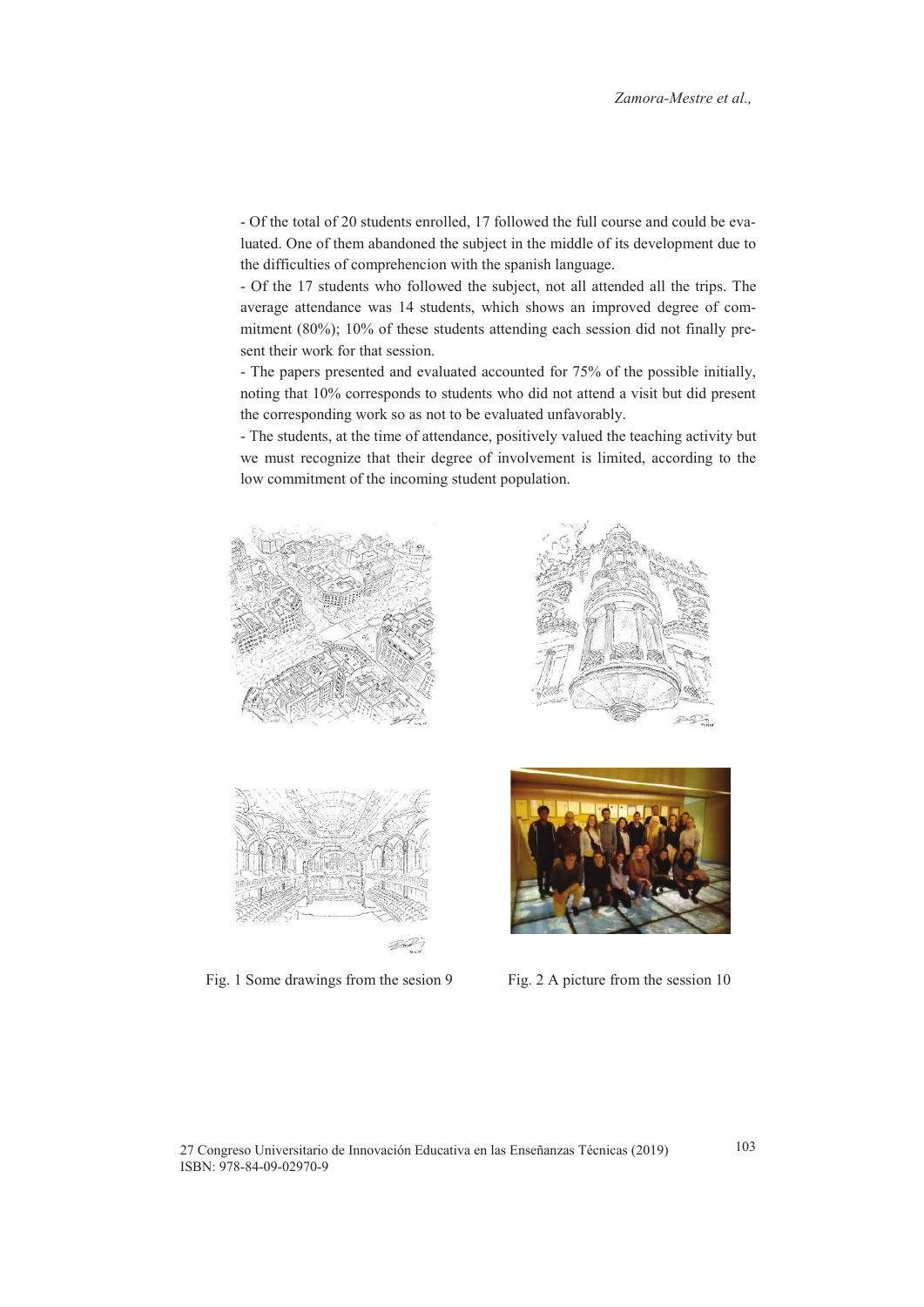- Of the total of 20 students enrolled, 17 followed the full course and could be evaluated. One of them abandoned the subject in the middle of its development due to the difficulties of comprehencion with the spanish language.

- Of the 17 students who followed the subject, not all attended all the trips. The average attendance was 14 students, which shows an improved degree of commitment (80%); 10% of these students attending each session did not finally present their work for that session.

- The papers presented and evaluated accounted for 75% of the possible initially, noting that 10% corresponds to students who did not attend a visit but did present the corresponding work so as not to be evaluated unfavorably.

- The students, at the time of attendance, positively valued the teaching activity but we must recognize that their degree of involvement is limited, according to the low commitment of the incoming student population.

Fig. 1 Some drawings from the sesion 9

Fig. 2 A picture from the session 10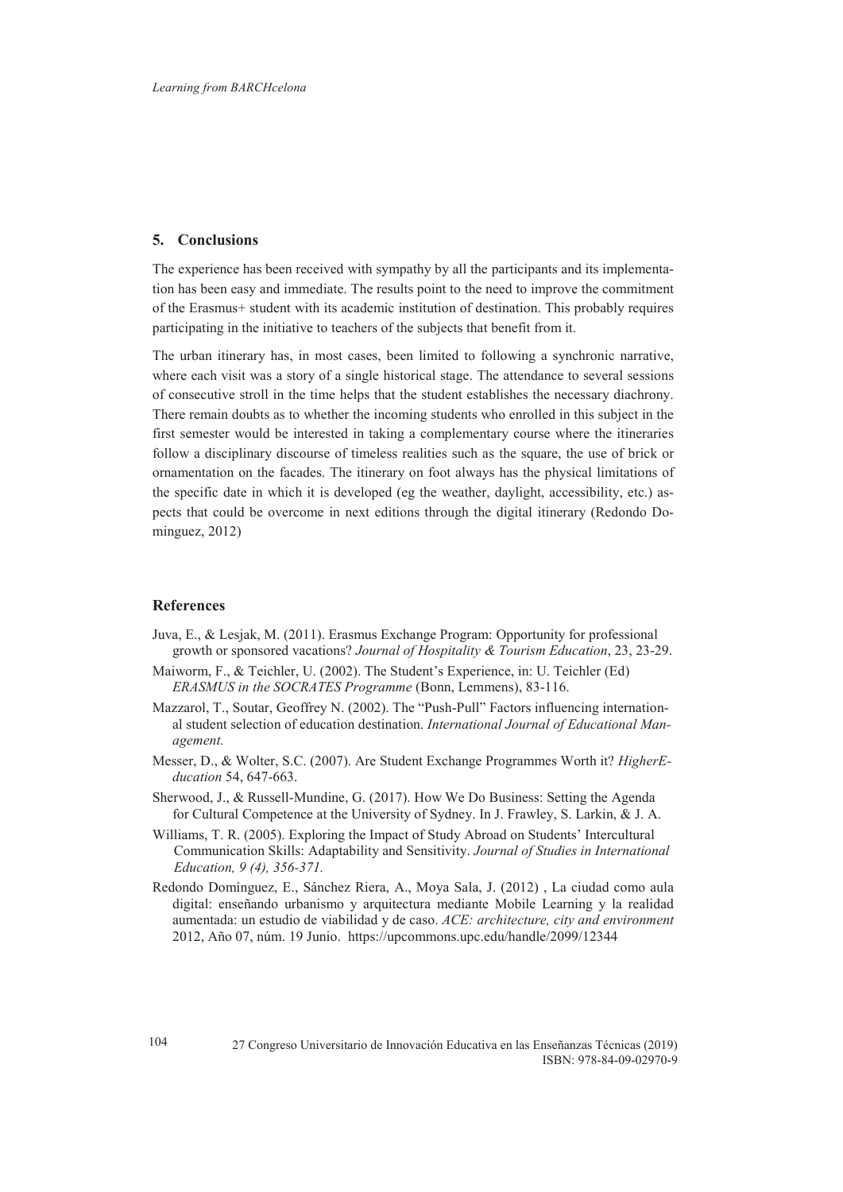## 5. Conclusions

The experience has been received with sympathy by all the participants and its implementation has been easy and immediate. The results point to the need to improve the commitment of the Erasmus+ student with its academic institution of destination. This probably requires participating in the initiative to teachers of the subjects that benefit from it.

The urban itinerary has, in most cases, been limited to following a synchronic narrative, where each visit was a story of a single historical stage. The attendance to several sessions of consecutive stroll in the time helps that the student establishes the necessary diachrony. There remain doubts as to whether the incoming students who enrolled in this subject in the first semester would be interested in taking a complementary course where the itineraries follow a disciplinary discourse of timeless realities such as the square, the use of brick or ornamentation on the facades. The itinerary on foot always has the physical limitations of the specific date in which it is developed (eg the weather, daylight, accessibility, etc.) aspects that could be overcome in next editions through the digital itinerary (Redondo Dominguez, 2012)

## References

Juva, E., & Lesjak, M. (2011). Erasmus Exchange Program: Opportunity for professional growth or sponsored vacations? *Journal of Hospitality & Tourism Education*, 23, 23-29.

Maiworm, F., & Teichler, U. (2002). The Student's Experience, in: U. Teichler (Ed) *ERASMUS in the SOCRATES Programme* (Bonn, Lemmens), 83-116.

Mazzarol, T., Soutar, Geoffrey N. (2002). The "Push-Pull" Factors influencing international student selection of education destination. *International Journal of Educational Management.*

Messer, D., & Wolter, S.C. (2007). Are Student Exchange Programmes Worth it? *HigherEducation* 54, 647-663.

Sherwood, J., & Russell-Mundine, G. (2017). How We Do Business: Setting the Agenda for Cultural Competence at the University of Sydney. In J. Frawley, S. Larkin, & J. A.

Williams, T. R. (2005). Exploring the Impact of Study Abroad on Students' Intercultural Communication Skills: Adaptability and Sensitivity. *Journal of Studies in International Education, 9 (4), 356-371.*

Redondo Domínguez, E., Sánchez Riera, A., Moya Sala, J. (2012) , La ciudad como aula digital: enseñando urbanismo y arquitectura mediante Mobile Learning y la realidad aumentada: un estudio de viabilidad y de caso. *ACE: architecture, city and environment* 2012, Año 07, núm. 19 Junio. https://upcommons.upc.edu/handle/2099/12344